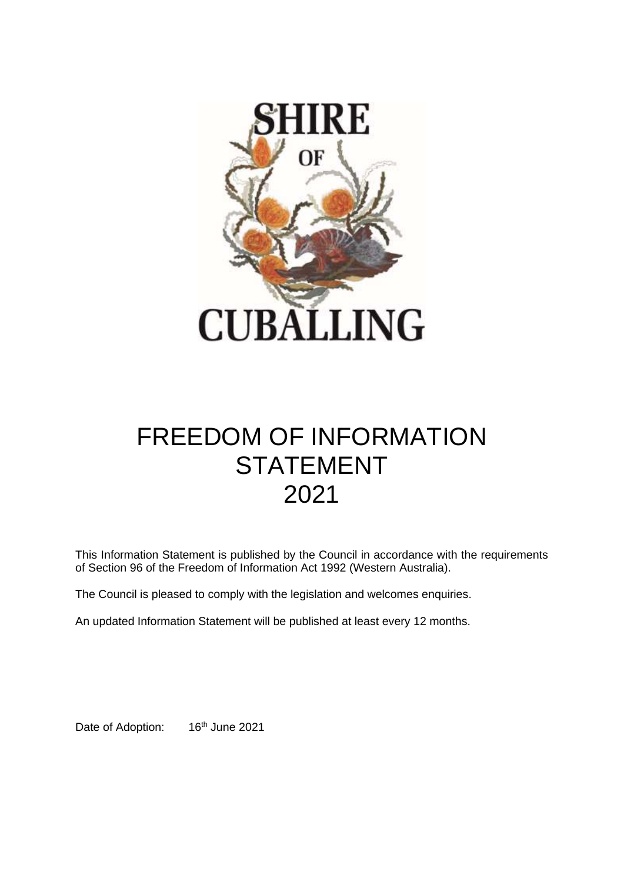# SHIRE OF CUBALLING

# FREEDOM OF INFORMATION STATEMENT 2021

This Information Statement is published by the Council in accordance with the requirements of Section 96 of the Freedom of Information Act 1992 (Western Australia).

The Council is pleased to comply with the legislation and welcomes enquiries.

An updated Information Statement will be published at least every 12 months.

Date of Adoption: 16th June 2021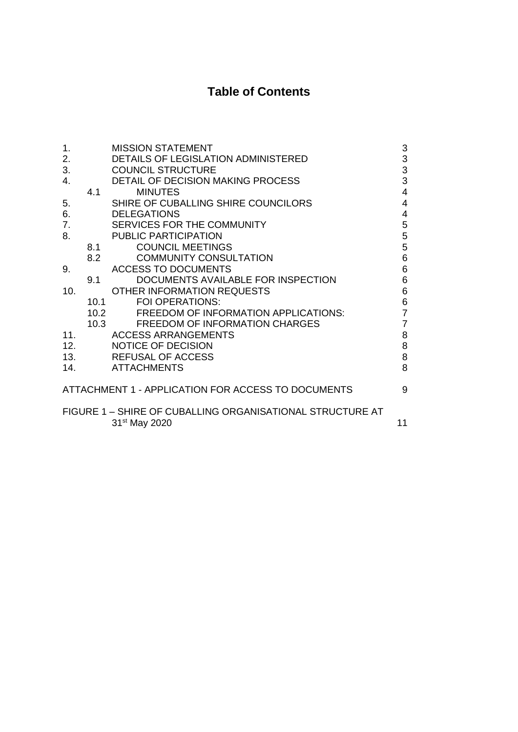# Table of Contents

| | | | |
|---|---|---|---|
| 1. | | MISSION STATEMENT | 3 |
| 2. | | DETAILS OF LEGISLATION ADMINISTERED | 3 |
| 3. | | COUNCIL STRUCTURE | 3 |
| 4. | | DETAIL OF DECISION MAKING PROCESS | 3 |
| | 4.1 | MINUTES | 4 |
| 5. | | SHIRE OF CUBALLING SHIRE COUNCILORS | 4 |
| 6. | | DELEGATIONS | 4 |
| 7. | | SERVICES FOR THE COMMUNITY | 5 |
| 8. | | PUBLIC PARTICIPATION | 5 |
| | 8.1 | COUNCIL MEETINGS | 5 |
| | 8.2 | COMMUNITY CONSULTATION | 6 |
| 9. | | ACCESS TO DOCUMENTS | 6 |
| | 9.1 | DOCUMENTS AVAILABLE FOR INSPECTION | 6 |
| 10. | | OTHER INFORMATION REQUESTS | 6 |
| | 10.1 | FOI OPERATIONS: | 6 |
| | 10.2 | FREEDOM OF INFORMATION APPLICATIONS: | 7 |
| | 10.3 | FREEDOM OF INFORMATION CHARGES | 7 |
| 11. | | ACCESS ARRANGEMENTS | 8 |
| 12. | | NOTICE OF DECISION | 8 |
| 13. | | REFUSAL OF ACCESS | 8 |
| 14. | | ATTACHMENTS | 8 |

ATTACHMENT 1 - APPLICATION FOR ACCESS TO DOCUMENTS 9

FIGURE 1 – SHIRE OF CUBALLING ORGANISATIONAL STRUCTURE AT 31st May 2020 11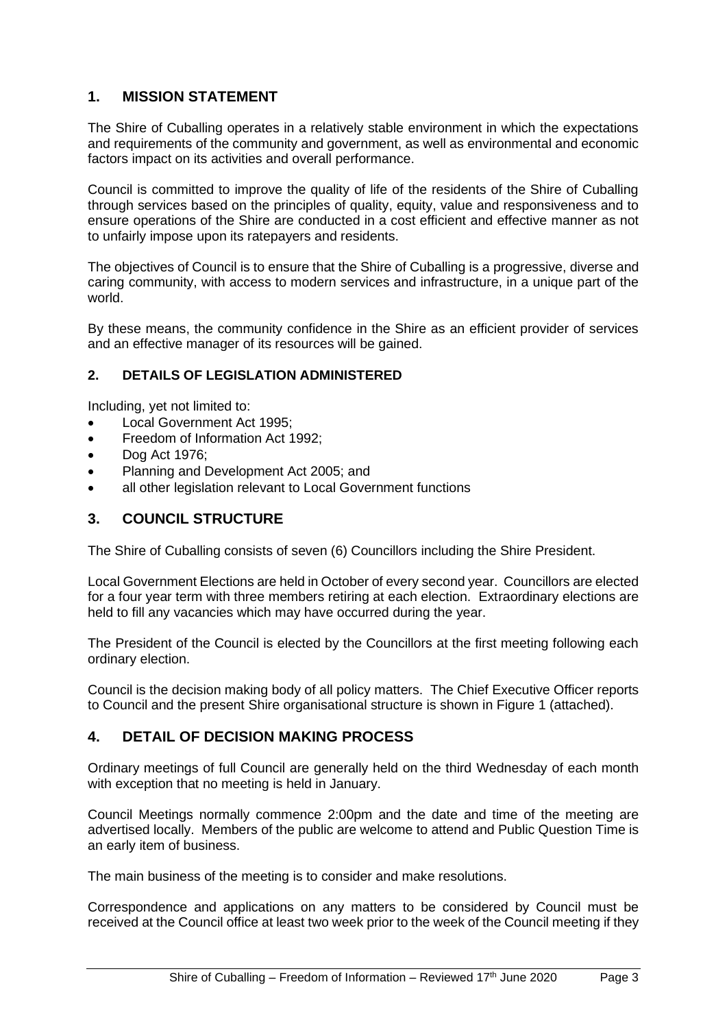## 1. MISSION STATEMENT

The Shire of Cuballing operates in a relatively stable environment in which the expectations and requirements of the community and government, as well as environmental and economic factors impact on its activities and overall performance.

Council is committed to improve the quality of life of the residents of the Shire of Cuballing through services based on the principles of quality, equity, value and responsiveness and to ensure operations of the Shire are conducted in a cost efficient and effective manner as not to unfairly impose upon its ratepayers and residents.

The objectives of Council is to ensure that the Shire of Cuballing is a progressive, diverse and caring community, with access to modern services and infrastructure, in a unique part of the world.

By these means, the community confidence in the Shire as an efficient provider of services and an effective manager of its resources will be gained.

### 2. DETAILS OF LEGISLATION ADMINISTERED

Including, yet not limited to:

- Local Government Act 1995;
- Freedom of Information Act 1992;
- Dog Act 1976;
- Planning and Development Act 2005; and
- all other legislation relevant to Local Government functions

## 3. COUNCIL STRUCTURE

The Shire of Cuballing consists of seven (6) Councillors including the Shire President.

Local Government Elections are held in October of every second year. Councillors are elected for a four year term with three members retiring at each election. Extraordinary elections are held to fill any vacancies which may have occurred during the year.

The President of the Council is elected by the Councillors at the first meeting following each ordinary election.

Council is the decision making body of all policy matters. The Chief Executive Officer reports to Council and the present Shire organisational structure is shown in Figure 1 (attached).

## 4. DETAIL OF DECISION MAKING PROCESS

Ordinary meetings of full Council are generally held on the third Wednesday of each month with exception that no meeting is held in January.

Council Meetings normally commence 2:00pm and the date and time of the meeting are advertised locally. Members of the public are welcome to attend and Public Question Time is an early item of business.

The main business of the meeting is to consider and make resolutions.

Correspondence and applications on any matters to be considered by Council must be received at the Council office at least two week prior to the week of the Council meeting if they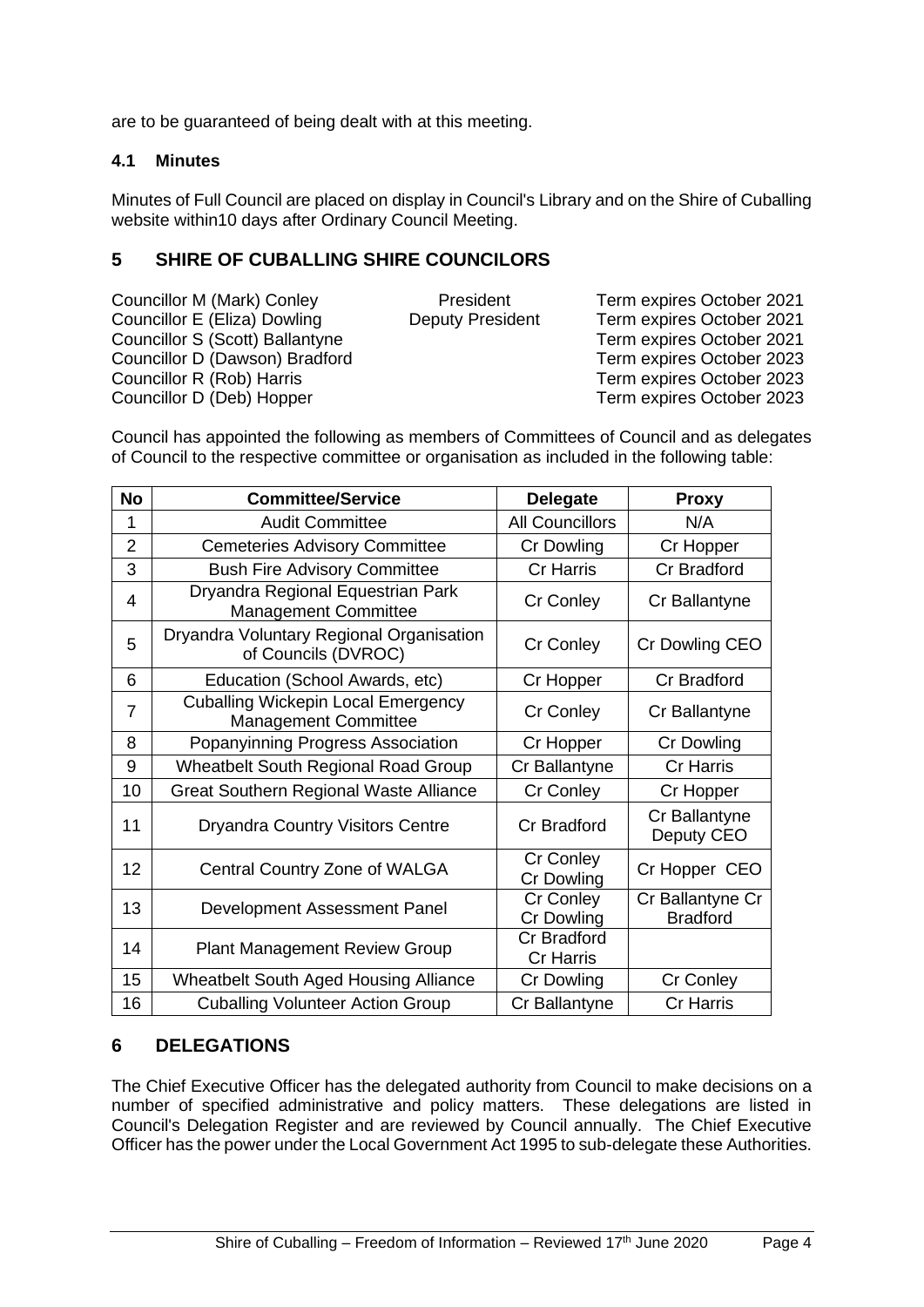are to be guaranteed of being dealt with at this meeting.

### 4.1 Minutes

Minutes of Full Council are placed on display in Council's Library and on the Shire of Cuballing website within10 days after Ordinary Council Meeting.

## 5 SHIRE OF CUBALLING SHIRE COUNCILORS

| | | |
|---|---|---|
| Councillor M (Mark) Conley | President | Term expires October 2021 |
| Councillor E (Eliza) Dowling | Deputy President | Term expires October 2021 |
| Councillor S (Scott) Ballantyne | | Term expires October 2021 |
| Councillor D (Dawson) Bradford | | Term expires October 2023 |
| Councillor R (Rob) Harris | | Term expires October 2023 |
| Councillor D (Deb) Hopper | | Term expires October 2023 |

Council has appointed the following as members of Committees of Council and as delegates of Council to the respective committee or organisation as included in the following table:

| No | Committee/Service | Delegate | Proxy |
|---|---|---|---|
| 1 | Audit Committee | All Councillors | N/A |
| 2 | Cemeteries Advisory Committee | Cr Dowling | Cr Hopper |
| 3 | Bush Fire Advisory Committee | Cr Harris | Cr Bradford |
| 4 | Dryandra Regional Equestrian Park Management Committee | Cr Conley | Cr Ballantyne |
| 5 | Dryandra Voluntary Regional Organisation of Councils (DVROC) | Cr Conley | Cr Dowling CEO |
| 6 | Education (School Awards, etc) | Cr Hopper | Cr Bradford |
| 7 | Cuballing Wickepin Local Emergency Management Committee | Cr Conley | Cr Ballantyne |
| 8 | Popanyinning Progress Association | Cr Hopper | Cr Dowling |
| 9 | Wheatbelt South Regional Road Group | Cr Ballantyne | Cr Harris |
| 10 | Great Southern Regional Waste Alliance | Cr Conley | Cr Hopper |
| 11 | Dryandra Country Visitors Centre | Cr Bradford | Cr Ballantyne Deputy CEO |
| 12 | Central Country Zone of WALGA | Cr Conley Cr Dowling | Cr Hopper CEO |
| 13 | Development Assessment Panel | Cr Conley Cr Dowling | Cr Ballantyne Cr Bradford |
| 14 | Plant Management Review Group | Cr Bradford Cr Harris | |
| 15 | Wheatbelt South Aged Housing Alliance | Cr Dowling | Cr Conley |
| 16 | Cuballing Volunteer Action Group | Cr Ballantyne | Cr Harris |

## 6 DELEGATIONS

The Chief Executive Officer has the delegated authority from Council to make decisions on a number of specified administrative and policy matters. These delegations are listed in Council's Delegation Register and are reviewed by Council annually. The Chief Executive Officer has the power under the Local Government Act 1995 to sub-delegate these Authorities.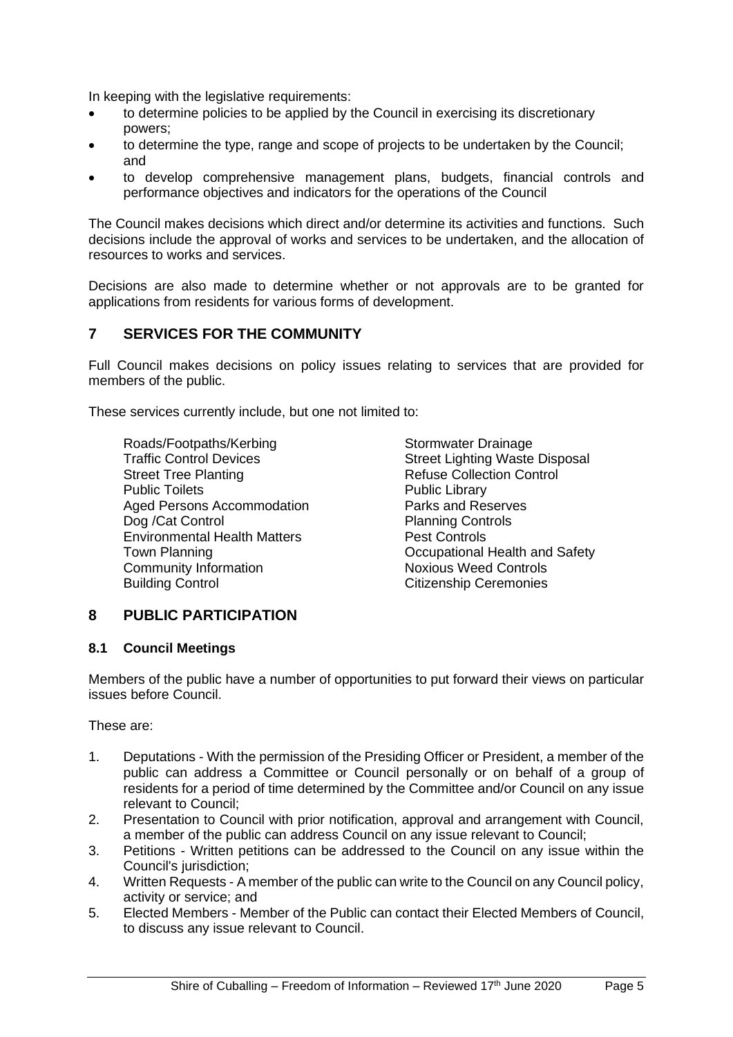In keeping with the legislative requirements:

- to determine policies to be applied by the Council in exercising its discretionary powers;
- to determine the type, range and scope of projects to be undertaken by the Council; and
- to develop comprehensive management plans, budgets, financial controls and performance objectives and indicators for the operations of the Council

The Council makes decisions which direct and/or determine its activities and functions. Such decisions include the approval of works and services to be undertaken, and the allocation of resources to works and services.

Decisions are also made to determine whether or not approvals are to be granted for applications from residents for various forms of development.

## 7 SERVICES FOR THE COMMUNITY

Full Council makes decisions on policy issues relating to services that are provided for members of the public.

These services currently include, but one not limited to:

- Roads/Footpaths/Kerbing
- Traffic Control Devices
- Street Tree Planting
- Public Toilets
- Aged Persons Accommodation
- Dog /Cat Control
- Environmental Health Matters
- Town Planning
- Community Information
- Building Control
- Stormwater Drainage
- Street Lighting Waste Disposal
- Refuse Collection Control
- Public Library
- Parks and Reserves
- Planning Controls
- Pest Controls
- Occupational Health and Safety
- Noxious Weed Controls
- Citizenship Ceremonies

## 8 PUBLIC PARTICIPATION

### 8.1 Council Meetings

Members of the public have a number of opportunities to put forward their views on particular issues before Council.

These are:

1. Deputations - With the permission of the Presiding Officer or President, a member of the public can address a Committee or Council personally or on behalf of a group of residents for a period of time determined by the Committee and/or Council on any issue relevant to Council;
2. Presentation to Council with prior notification, approval and arrangement with Council, a member of the public can address Council on any issue relevant to Council;
3. Petitions - Written petitions can be addressed to the Council on any issue within the Council's jurisdiction;
4. Written Requests - A member of the public can write to the Council on any Council policy, activity or service; and
5. Elected Members - Member of the Public can contact their Elected Members of Council, to discuss any issue relevant to Council.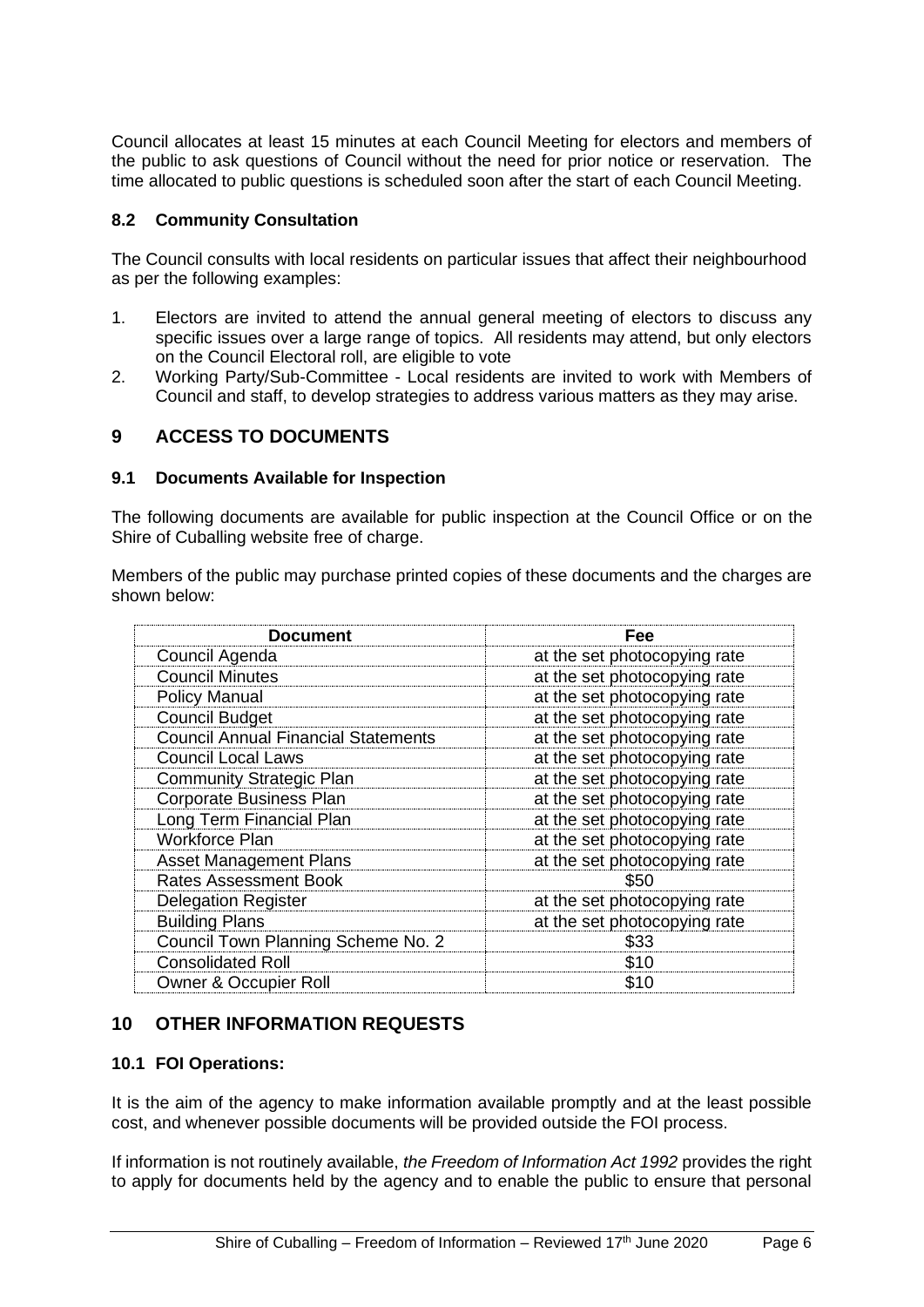Council allocates at least 15 minutes at each Council Meeting for electors and members of the public to ask questions of Council without the need for prior notice or reservation. The time allocated to public questions is scheduled soon after the start of each Council Meeting.

### 8.2 Community Consultation

The Council consults with local residents on particular issues that affect their neighbourhood as per the following examples:

1. Electors are invited to attend the annual general meeting of electors to discuss any specific issues over a large range of topics. All residents may attend, but only electors on the Council Electoral roll, are eligible to vote
2. Working Party/Sub-Committee - Local residents are invited to work with Members of Council and staff, to develop strategies to address various matters as they may arise.

## 9 ACCESS TO DOCUMENTS

### 9.1 Documents Available for Inspection

The following documents are available for public inspection at the Council Office or on the Shire of Cuballing website free of charge.

Members of the public may purchase printed copies of these documents and the charges are shown below:

| Document | Fee |
|---|---|
| Council Agenda | at the set photocopying rate |
| Council Minutes | at the set photocopying rate |
| Policy Manual | at the set photocopying rate |
| Council Budget | at the set photocopying rate |
| Council Annual Financial Statements | at the set photocopying rate |
| Council Local Laws | at the set photocopying rate |
| Community Strategic Plan | at the set photocopying rate |
| Corporate Business Plan | at the set photocopying rate |
| Long Term Financial Plan | at the set photocopying rate |
| Workforce Plan | at the set photocopying rate |
| Asset Management Plans | at the set photocopying rate |
| Rates Assessment Book | $50 |
| Delegation Register | at the set photocopying rate |
| Building Plans | at the set photocopying rate |
| Council Town Planning Scheme No. 2 | $33 |
| Consolidated Roll | $10 |
| Owner & Occupier Roll | $10 |

## 10 OTHER INFORMATION REQUESTS

### 10.1 FOI Operations:

It is the aim of the agency to make information available promptly and at the least possible cost, and whenever possible documents will be provided outside the FOI process.

If information is not routinely available, *the Freedom of Information Act 1992* provides the right to apply for documents held by the agency and to enable the public to ensure that personal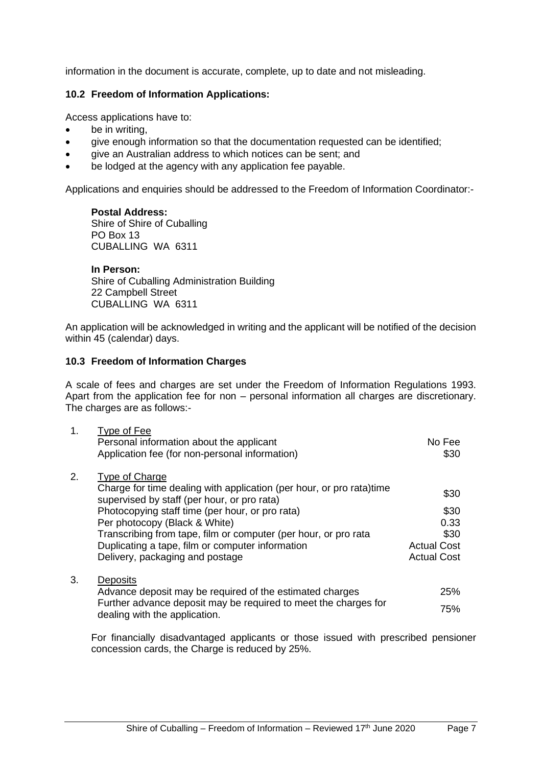information in the document is accurate, complete, up to date and not misleading.

### 10.2 Freedom of Information Applications:

Access applications have to:

- be in writing,
- give enough information so that the documentation requested can be identified;
- give an Australian address to which notices can be sent; and
- be lodged at the agency with any application fee payable.

Applications and enquiries should be addressed to the Freedom of Information Coordinator:-

**Postal Address:**
Shire of Shire of Cuballing
PO Box 13
CUBALLING WA 6311

**In Person:**
Shire of Cuballing Administration Building
22 Campbell Street
CUBALLING WA 6311

An application will be acknowledged in writing and the applicant will be notified of the decision within 45 (calendar) days.

### 10.3 Freedom of Information Charges

A scale of fees and charges are set under the Freedom of Information Regulations 1993. Apart from the application fee for non – personal information all charges are discretionary. The charges are as follows:-

| | | |
|---|---|---|
| 1. | Type of Fee | |
| | Personal information about the applicant | No Fee |
| | Application fee (for non-personal information) | \$30 |
| 2. | Type of Charge | |
| | Charge for time dealing with application (per hour, or pro rata)time supervised by staff (per hour, or pro rata) | \$30 |
| | Photocopying staff time (per hour, or pro rata) | \$30 |
| | Per photocopy (Black & White) | 0.33 |
| | Transcribing from tape, film or computer (per hour, or pro rata | \$30 |
| | Duplicating a tape, film or computer information | Actual Cost |
| | Delivery, packaging and postage | Actual Cost |
| 3. | Deposits | |
| | Advance deposit may be required of the estimated charges | 25% |
| | Further advance deposit may be required to meet the charges for dealing with the application. | 75% |

For financially disadvantaged applicants or those issued with prescribed pensioner concession cards, the Charge is reduced by 25%.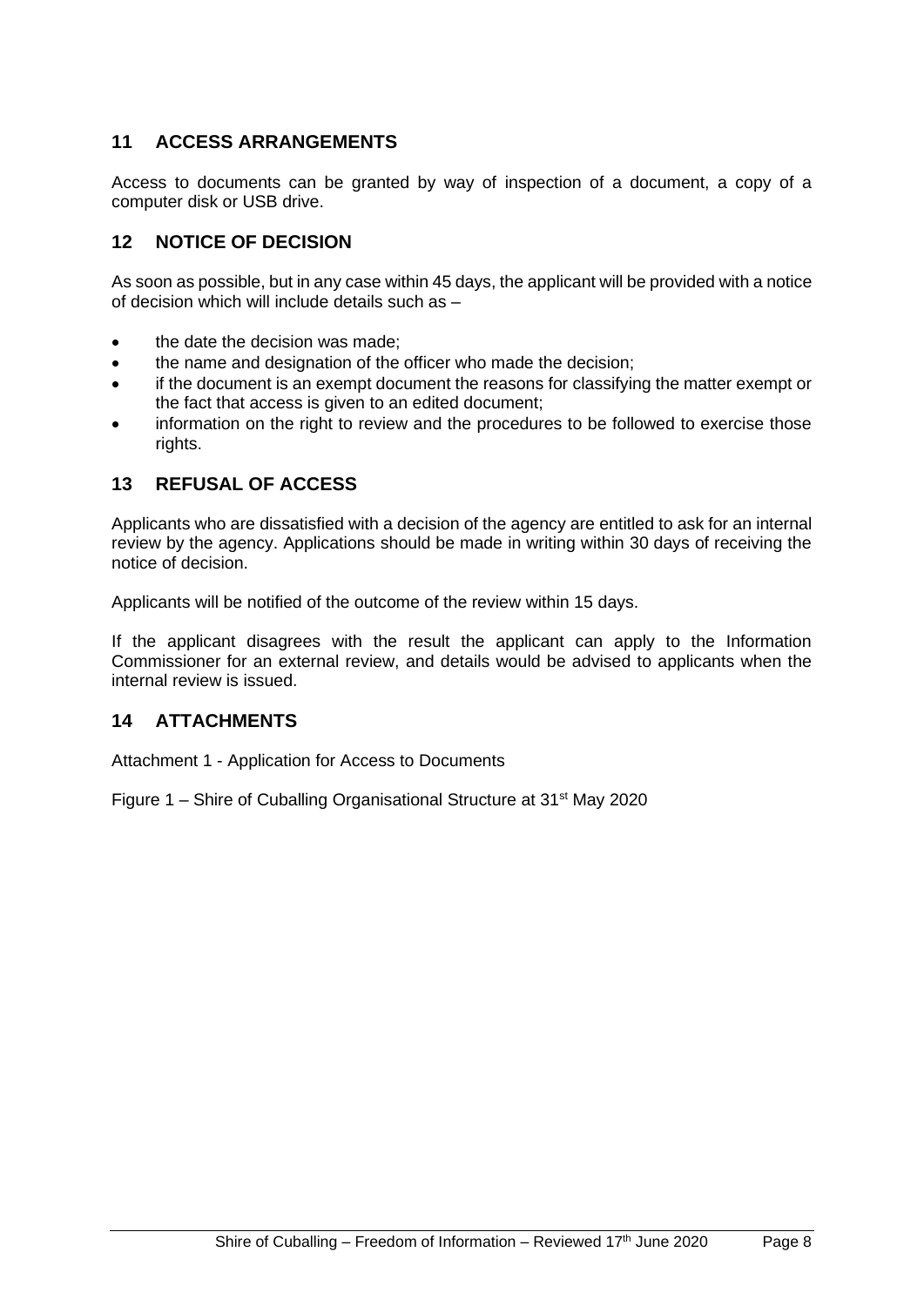## 11 ACCESS ARRANGEMENTS

Access to documents can be granted by way of inspection of a document, a copy of a computer disk or USB drive.

## 12 NOTICE OF DECISION

As soon as possible, but in any case within 45 days, the applicant will be provided with a notice of decision which will include details such as –

- the date the decision was made;
- the name and designation of the officer who made the decision;
- if the document is an exempt document the reasons for classifying the matter exempt or the fact that access is given to an edited document;
- information on the right to review and the procedures to be followed to exercise those rights.

## 13 REFUSAL OF ACCESS

Applicants who are dissatisfied with a decision of the agency are entitled to ask for an internal review by the agency. Applications should be made in writing within 30 days of receiving the notice of decision.

Applicants will be notified of the outcome of the review within 15 days.

If the applicant disagrees with the result the applicant can apply to the Information Commissioner for an external review, and details would be advised to applicants when the internal review is issued.

## 14 ATTACHMENTS

Attachment 1 - Application for Access to Documents

Figure 1 – Shire of Cuballing Organisational Structure at 31st May 2020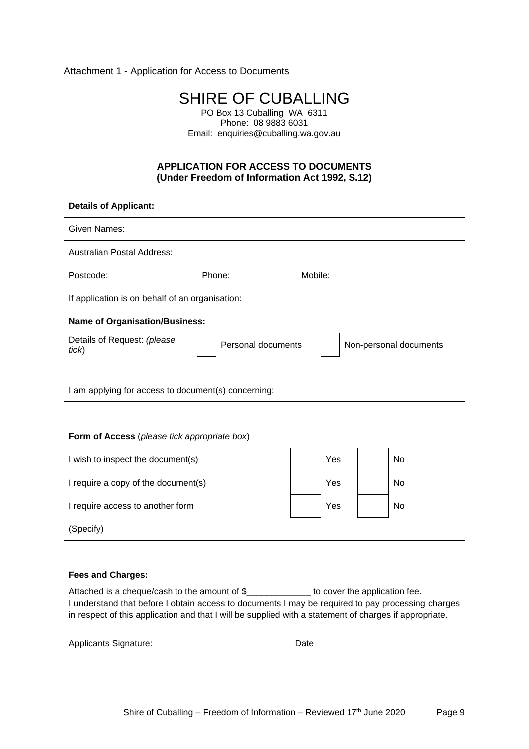Attachment 1 - Application for Access to Documents

# SHIRE OF CUBALLING

PO Box 13 Cuballing WA 6311
Phone: 08 9883 6031
Email: enquiries@cuballing.wa.gov.au

## APPLICATION FOR ACCESS TO DOCUMENTS
## (Under Freedom of Information Act 1992, S.12)

**Details of Applicant:**

Given Names:

Australian Postal Address:

Postcode: Phone: Mobile:

If application is on behalf of an organisation:

**Name of Organisation/Business:**

Details of Request: *(please tick)* ☐ Personal documents ☐ Non-personal documents

I am applying for access to document(s) concerning:

**Form of Access** (*please tick appropriate box*)

| | | | | |
|---|---|---|---|---|
| I wish to inspect the document(s) | ☐ | Yes | ☐ | No |
| I require a copy of the document(s) | ☐ | Yes | ☐ | No |
| I require access to another form | ☐ | Yes | ☐ | No |

(Specify)

**Fees and Charges:**

Attached is a cheque/cash to the amount of $_____________ to cover the application fee.
I understand that before I obtain access to documents I may be required to pay processing charges in respect of this application and that I will be supplied with a statement of charges if appropriate.

Applicants Signature: Date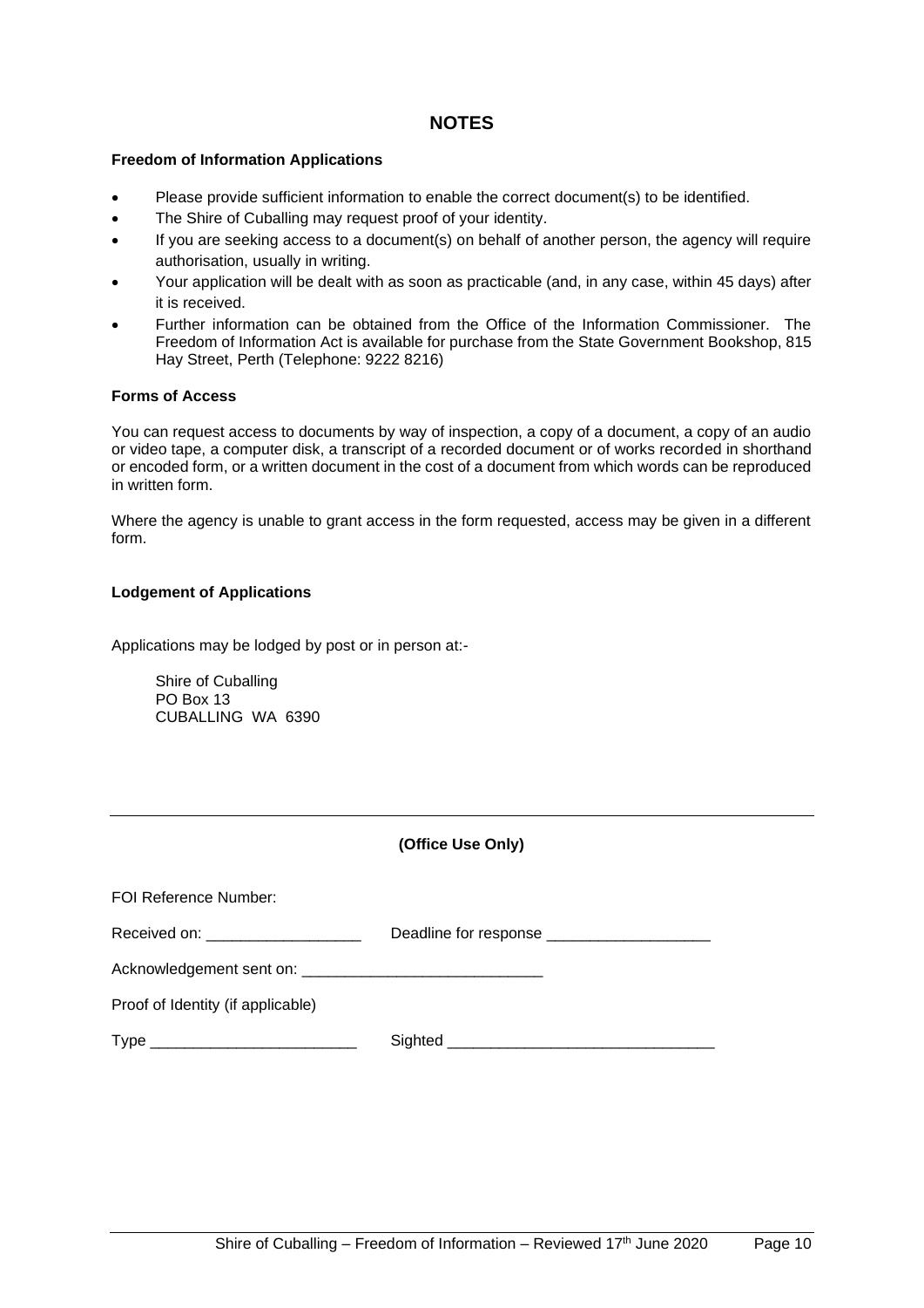# NOTES

**Freedom of Information Applications**

- Please provide sufficient information to enable the correct document(s) to be identified.
- The Shire of Cuballing may request proof of your identity.
- If you are seeking access to a document(s) on behalf of another person, the agency will require authorisation, usually in writing.
- Your application will be dealt with as soon as practicable (and, in any case, within 45 days) after it is received.
- Further information can be obtained from the Office of the Information Commissioner. The Freedom of Information Act is available for purchase from the State Government Bookshop, 815 Hay Street, Perth (Telephone: 9222 8216)

**Forms of Access**

You can request access to documents by way of inspection, a copy of a document, a copy of an audio or video tape, a computer disk, a transcript of a recorded document or of works recorded in shorthand or encoded form, or a written document in the cost of a document from which words can be reproduced in written form.

Where the agency is unable to grant access in the form requested, access may be given in a different form.

**Lodgement of Applications**

Applications may be lodged by post or in person at:-

Shire of Cuballing
PO Box 13
CUBALLING WA 6390

---

**(Office Use Only)**

FOI Reference Number:

Received on: __________________ Deadline for response ___________________

Acknowledgement sent on: ____________________________

Proof of Identity (if applicable)

Type ________________________ Sighted _______________________________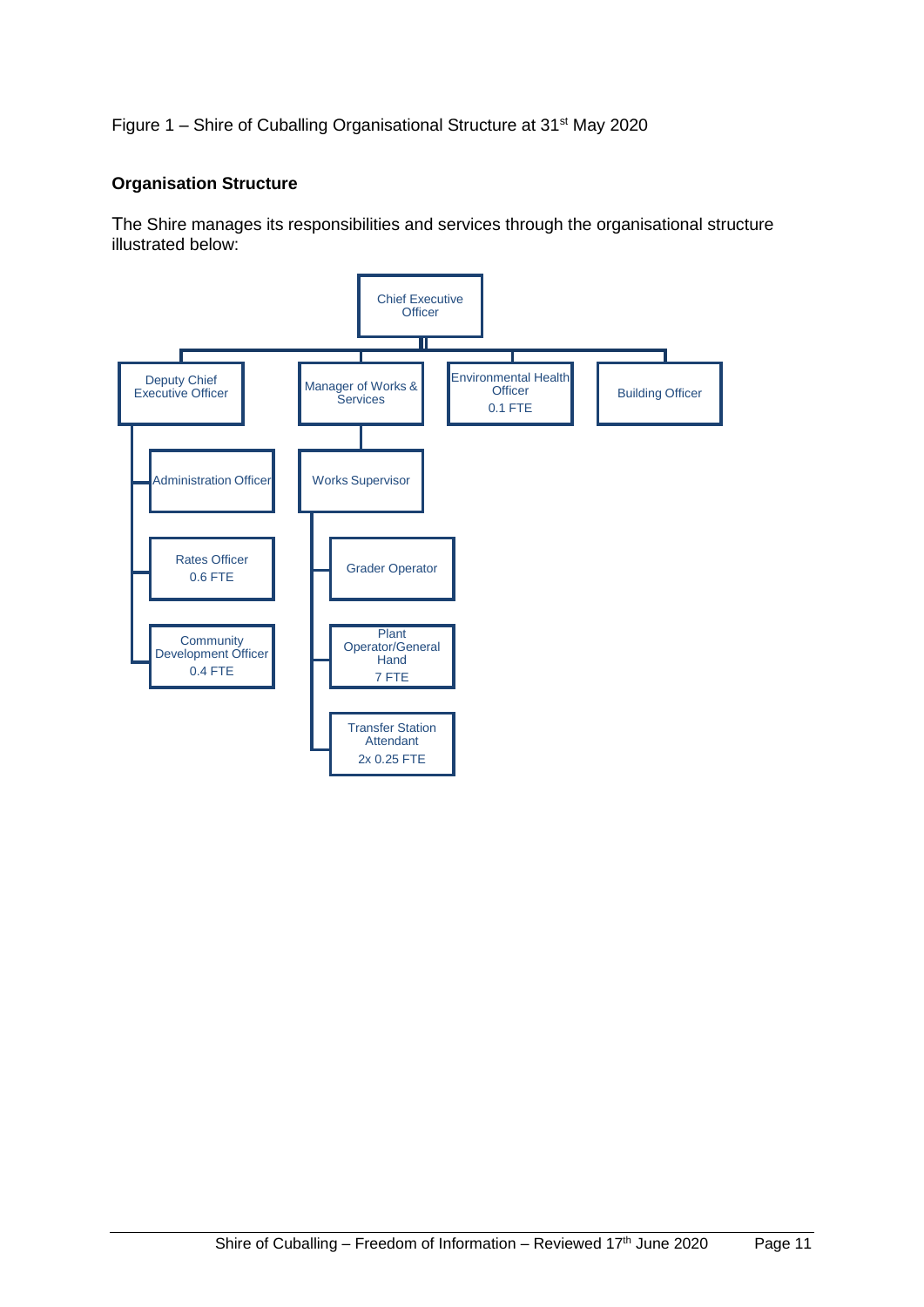Figure 1 – Shire of Cuballing Organisational Structure at 31st May 2020

## Organisation Structure

The Shire manages its responsibilities and services through the organisational structure illustrated below:

Chief Executive Officer

Deputy Chief Executive Officer

Manager of Works & Services

Environmental Health Officer
0.1 FTE

Building Officer

Administration Officer

Works Supervisor

Rates Officer
0.6 FTE

Grader Operator

Community Development Officer
0.4 FTE

Plant Operator/General Hand
7 FTE

Transfer Station Attendant
2x 0.25 FTE